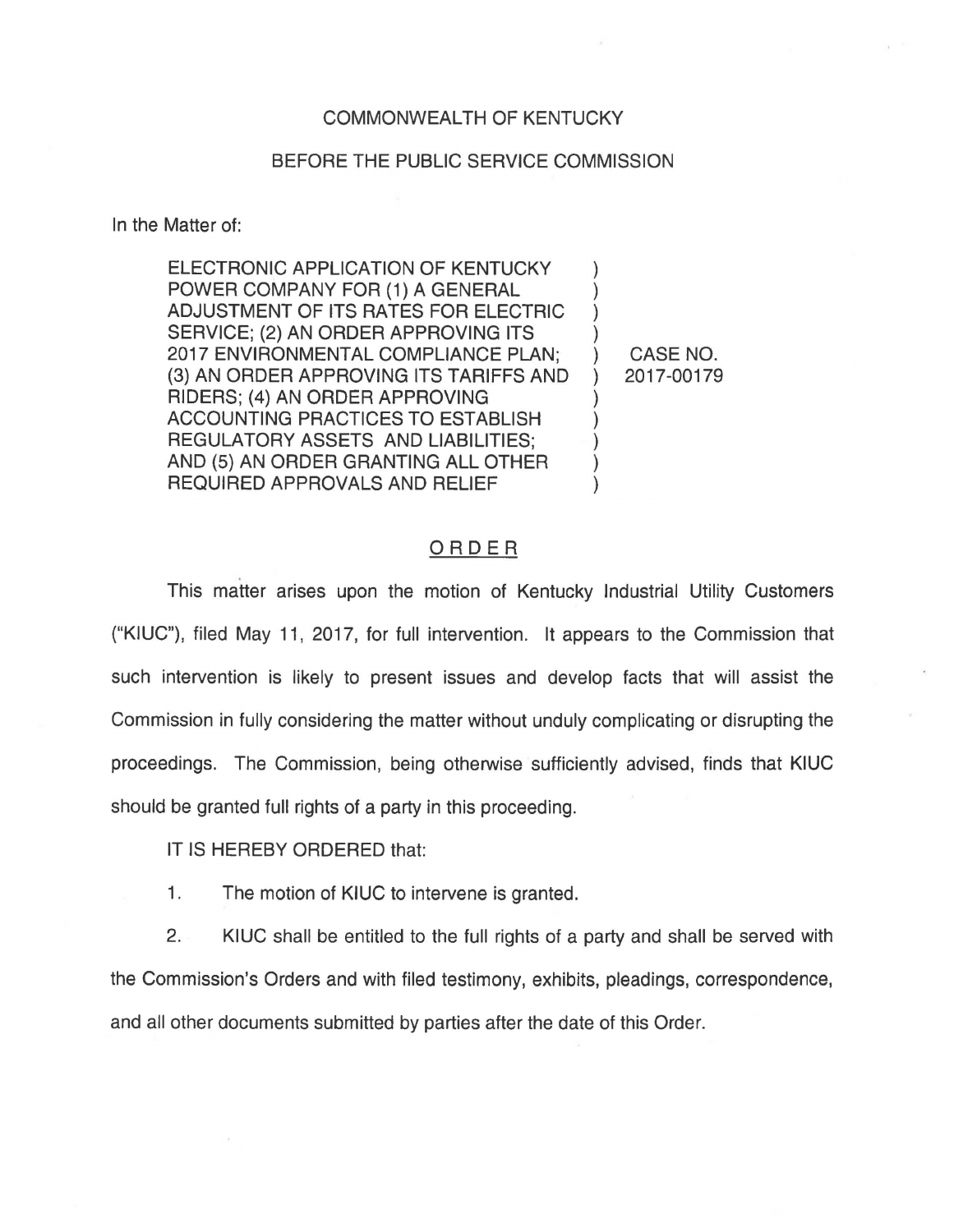COMMONWEALTH OF KENTUCKY

BEFORE THE PUBLIC SERVICE COMMISSION

In the Matter of:

| | | |
|---|---|---|
| ELECTRONIC APPLICATION OF KENTUCKY POWER COMPANY FOR (1) A GENERAL ADJUSTMENT OF ITS RATES FOR ELECTRIC SERVICE; (2) AN ORDER APPROVING ITS 2017 ENVIRONMENTAL COMPLIANCE PLAN; (3) AN ORDER APPROVING ITS TARIFFS AND RIDERS; (4) AN ORDER APPROVING ACCOUNTING PRACTICES TO ESTABLISH REGULATORY ASSETS AND LIABILITIES; AND (5) AN ORDER GRANTING ALL OTHER REQUIRED APPROVALS AND RELIEF | ) | CASE NO. 2017-00179 |

## ORDER

This matter arises upon the motion of Kentucky Industrial Utility Customers ("KIUC"), filed May 11, 2017, for full intervention. It appears to the Commission that such intervention is likely to present issues and develop facts that will assist the Commission in fully considering the matter without unduly complicating or disrupting the proceedings. The Commission, being otherwise sufficiently advised, finds that KIUC should be granted full rights of a party in this proceeding.

IT IS HEREBY ORDERED that:

1. The motion of KIUC to intervene is granted.

2. KIUC shall be entitled to the full rights of a party and shall be served with the Commission's Orders and with filed testimony, exhibits, pleadings, correspondence, and all other documents submitted by parties after the date of this Order.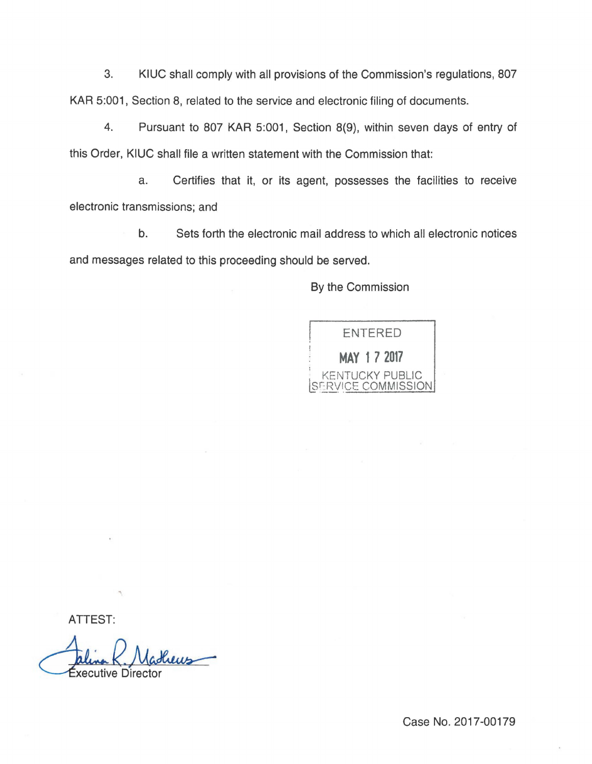3. KIUC shall comply with all provisions of the Commission's regulations, 807 KAR 5:001, Section 8, related to the service and electronic filing of documents.

4. Pursuant to 807 KAR 5:001, Section 8(9), within seven days of entry of this Order, KIUC shall file a written statement with the Commission that:

a. Certifies that it, or its agent, possesses the facilities to receive electronic transmissions; and

b. Sets forth the electronic mail address to which all electronic notices and messages related to this proceeding should be served.

By the Commission

ENTERED
MAY 17 2017
KENTUCKY PUBLIC SERVICE COMMISSION

ATTEST:

Executive Director

Case No. 2017-00179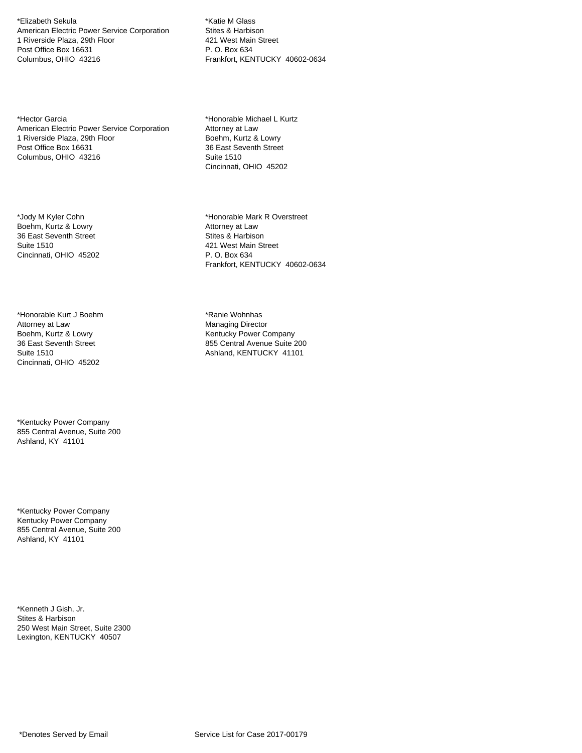*Elizabeth Sekula
American Electric Power Service Corporation
1 Riverside Plaza, 29th Floor
Post Office Box 16631
Columbus, OHIO 43216

*Katie M Glass
Stites & Harbison
421 West Main Street
P. O. Box 634
Frankfort, KENTUCKY 40602-0634

*Hector Garcia
American Electric Power Service Corporation
1 Riverside Plaza, 29th Floor
Post Office Box 16631
Columbus, OHIO 43216

*Honorable Michael L Kurtz
Attorney at Law
Boehm, Kurtz & Lowry
36 East Seventh Street
Suite 1510
Cincinnati, OHIO 45202

*Jody M Kyler Cohn
Boehm, Kurtz & Lowry
36 East Seventh Street
Suite 1510
Cincinnati, OHIO 45202

*Honorable Mark R Overstreet
Attorney at Law
Stites & Harbison
421 West Main Street
P. O. Box 634
Frankfort, KENTUCKY 40602-0634

*Honorable Kurt J Boehm
Attorney at Law
Boehm, Kurtz & Lowry
36 East Seventh Street
Suite 1510
Cincinnati, OHIO 45202

*Ranie Wohnhas
Managing Director
Kentucky Power Company
855 Central Avenue Suite 200
Ashland, KENTUCKY 41101

*Kentucky Power Company
855 Central Avenue, Suite 200
Ashland, KY 41101

*Kentucky Power Company
Kentucky Power Company
855 Central Avenue, Suite 200
Ashland, KY 41101

*Kenneth J Gish, Jr.
Stites & Harbison
250 West Main Street, Suite 2300
Lexington, KENTUCKY 40507

*Denotes Served by Email

Service List for Case 2017-00179